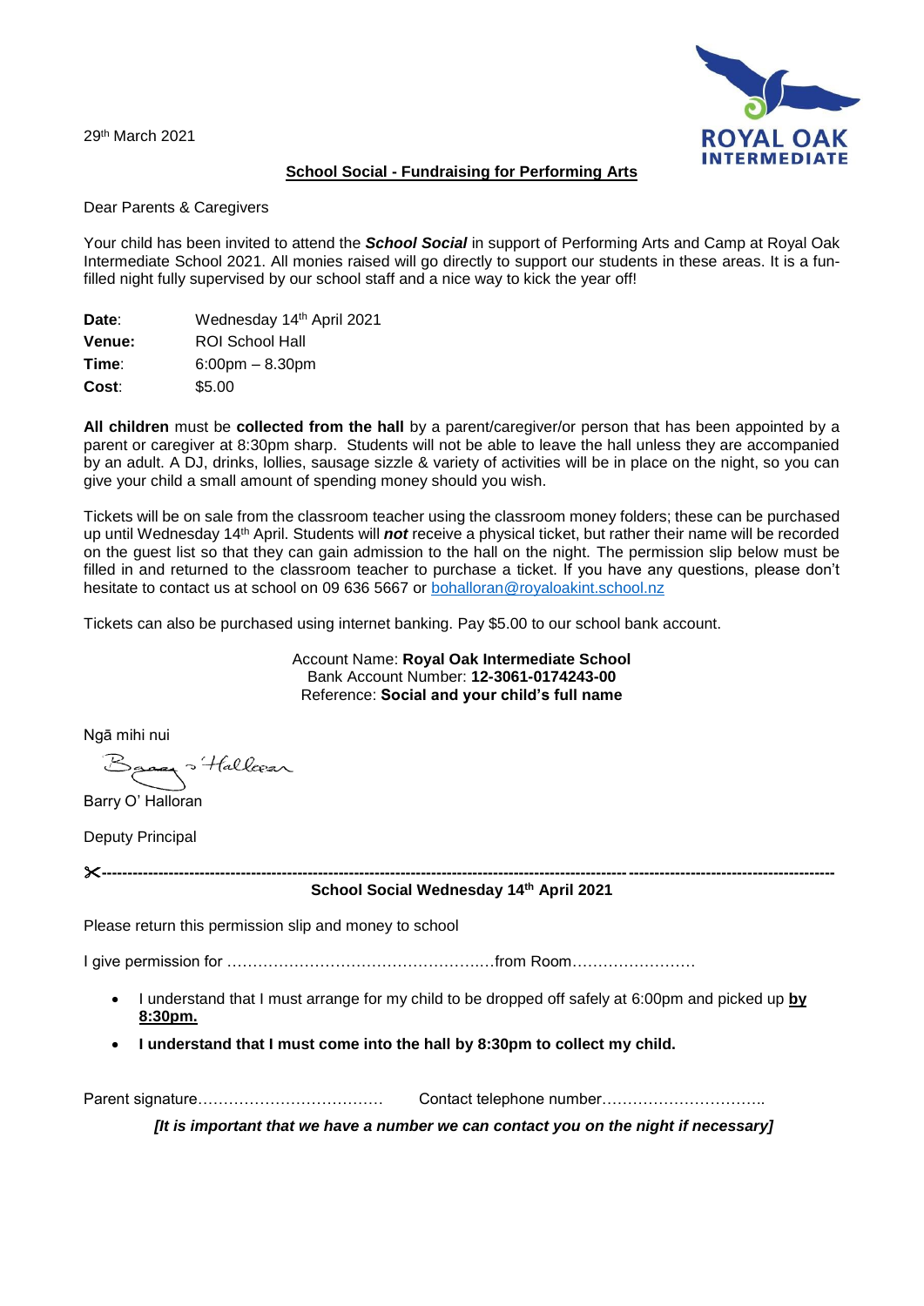29th March 2021

ROYAL OAK INTERMEDIATE

## School Social - Fundraising for Performing Arts

Dear Parents & Caregivers

Your child has been invited to attend the ***School Social*** in support of Performing Arts and Camp at Royal Oak Intermediate School 2021. All monies raised will go directly to support our students in these areas. It is a fun-filled night fully supervised by our school staff and a nice way to kick the year off!

**Date**: Wednesday 14th April 2021
**Venue:** ROI School Hall
**Time**: 6:00pm – 8.30pm
**Cost**: $5.00

**All children** must be **collected from the hall** by a parent/caregiver/or person that has been appointed by a parent or caregiver at 8:30pm sharp. Students will not be able to leave the hall unless they are accompanied by an adult. A DJ, drinks, lollies, sausage sizzle & variety of activities will be in place on the night, so you can give your child a small amount of spending money should you wish.

Tickets will be on sale from the classroom teacher using the classroom money folders; these can be purchased up until Wednesday 14th April. Students will ***not*** receive a physical ticket, but rather their name will be recorded on the guest list so that they can gain admission to the hall on the night. The permission slip below must be filled in and returned to the classroom teacher to purchase a ticket. If you have any questions, please don't hesitate to contact us at school on 09 636 5667 or bohalloran@royaloakint.school.nz

Tickets can also be purchased using internet banking. Pay $5.00 to our school bank account.

Account Name: **Royal Oak Intermediate School**
Bank Account Number: **12-3061-0174243-00**
Reference: **Social and your child's full name**

Ngā mihi nui

Barry O' Halloran

Barry O' Halloran

Deputy Principal

✂-----------------------------------------------------------------------------------------------------------------------------------------

**School Social Wednesday 14th April 2021**

Please return this permission slip and money to school

I give permission for …………………………………………….from Room……………………

- I understand that I must arrange for my child to be dropped off safely at 6:00pm and picked up **by 8:30pm.**
- **I understand that I must come into the hall by 8:30pm to collect my child.**

Parent signature……………………………… Contact telephone number…………………………..

***[It is important that we have a number we can contact you on the night if necessary]***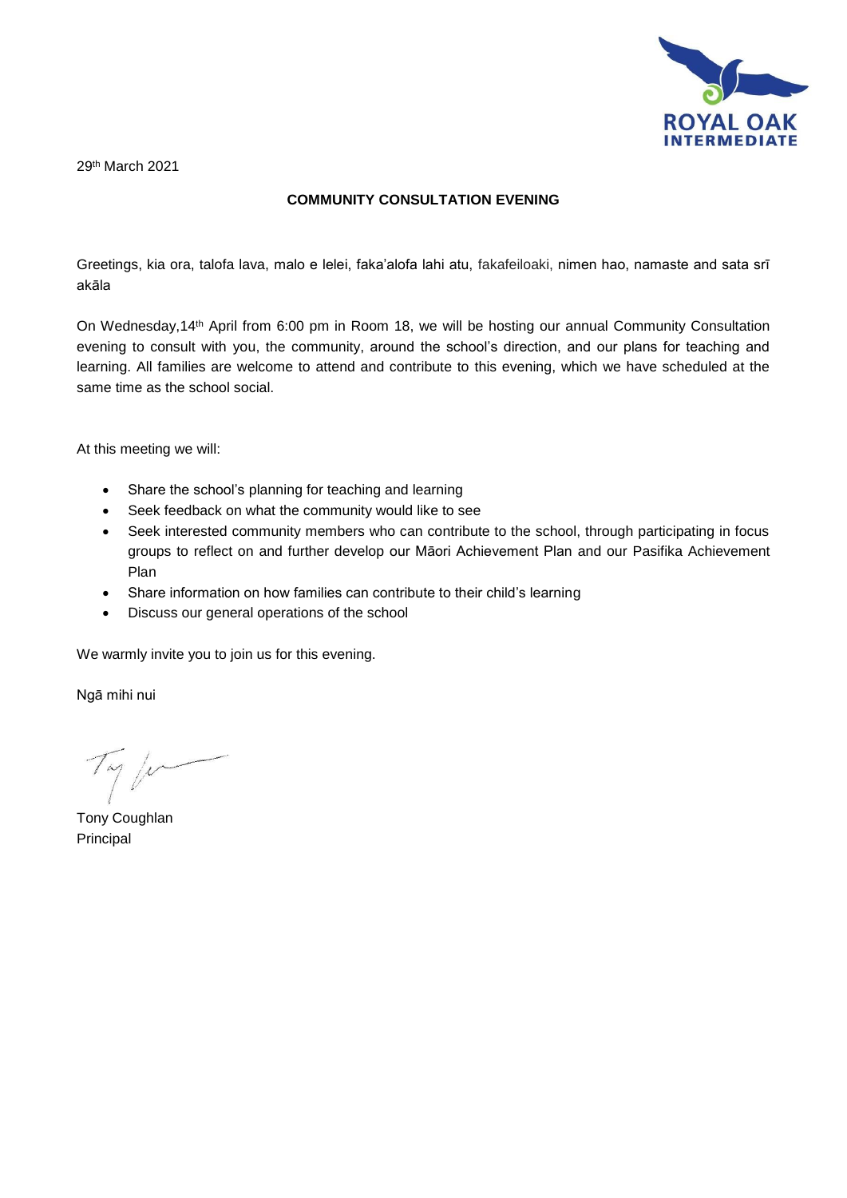29th March 2021

**COMMUNITY CONSULTATION EVENING**

Greetings, kia ora, talofa lava, malo e lelei, faka'alofa lahi atu, fakafeiloaki, nimen hao, namaste and sata srī akāla

On Wednesday,14th April from 6:00 pm in Room 18, we will be hosting our annual Community Consultation evening to consult with you, the community, around the school's direction, and our plans for teaching and learning. All families are welcome to attend and contribute to this evening, which we have scheduled at the same time as the school social.

At this meeting we will:

- Share the school's planning for teaching and learning
- Seek feedback on what the community would like to see
- Seek interested community members who can contribute to the school, through participating in focus groups to reflect on and further develop our Māori Achievement Plan and our Pasifika Achievement Plan
- Share information on how families can contribute to their child's learning
- Discuss our general operations of the school

We warmly invite you to join us for this evening.

Ngā mihi nui

Tony Coughlan
Principal